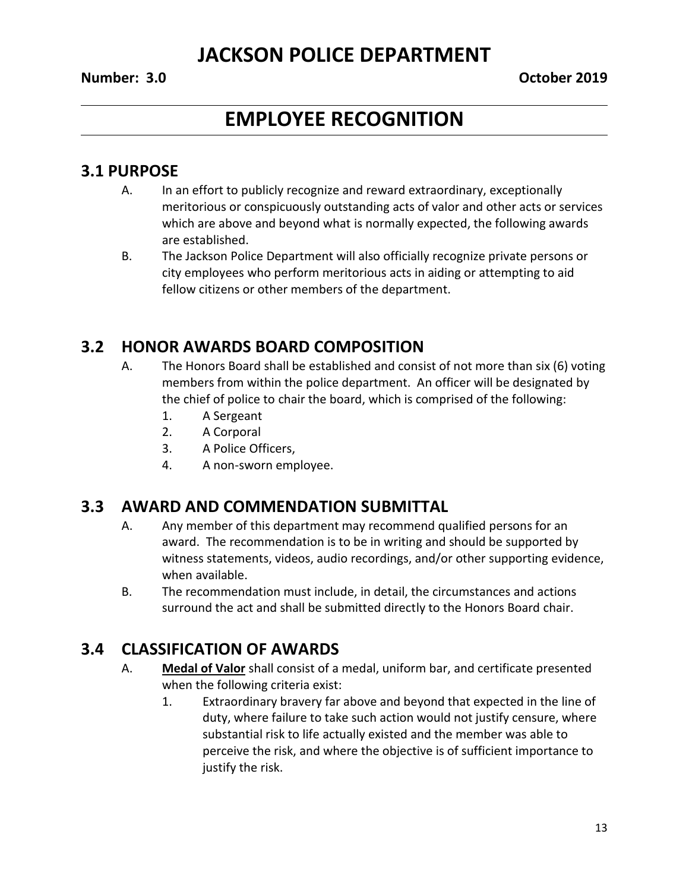# JACKSON POLICE DEPARTMENT

**Number: 3.0** **October 2019**

# EMPLOYEE RECOGNITION

## 3.1 PURPOSE

A. In an effort to publicly recognize and reward extraordinary, exceptionally meritorious or conspicuously outstanding acts of valor and other acts or services which are above and beyond what is normally expected, the following awards are established.

B. The Jackson Police Department will also officially recognize private persons or city employees who perform meritorious acts in aiding or attempting to aid fellow citizens or other members of the department.

## 3.2 HONOR AWARDS BOARD COMPOSITION

A. The Honors Board shall be established and consist of not more than six (6) voting members from within the police department. An officer will be designated by the chief of police to chair the board, which is comprised of the following:

1. A Sergeant
2. A Corporal
3. A Police Officers,
4. A non-sworn employee.

## 3.3 AWARD AND COMMENDATION SUBMITTAL

A. Any member of this department may recommend qualified persons for an award. The recommendation is to be in writing and should be supported by witness statements, videos, audio recordings, and/or other supporting evidence, when available.

B. The recommendation must include, in detail, the circumstances and actions surround the act and shall be submitted directly to the Honors Board chair.

## 3.4 CLASSIFICATION OF AWARDS

A. **Medal of Valor** shall consist of a medal, uniform bar, and certificate presented when the following criteria exist:

1. Extraordinary bravery far above and beyond that expected in the line of duty, where failure to take such action would not justify censure, where substantial risk to life actually existed and the member was able to perceive the risk, and where the objective is of sufficient importance to justify the risk.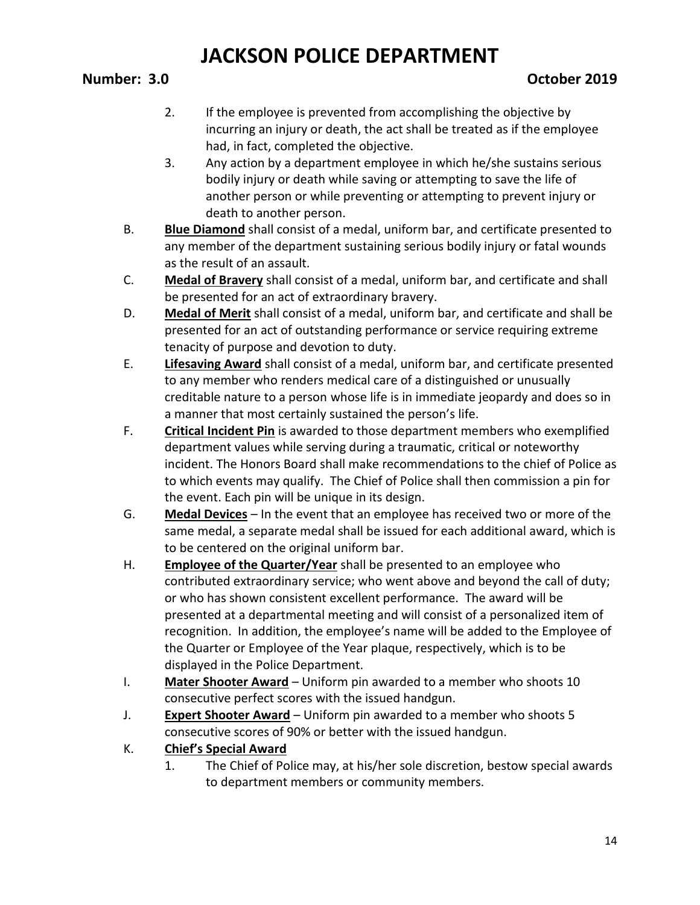2. If the employee is prevented from accomplishing the objective by incurring an injury or death, the act shall be treated as if the employee had, in fact, completed the objective.
3. Any action by a department employee in which he/she sustains serious bodily injury or death while saving or attempting to save the life of another person or while preventing or attempting to prevent injury or death to another person.

B. **Blue Diamond** shall consist of a medal, uniform bar, and certificate presented to any member of the department sustaining serious bodily injury or fatal wounds as the result of an assault.

C. **Medal of Bravery** shall consist of a medal, uniform bar, and certificate and shall be presented for an act of extraordinary bravery.

D. **Medal of Merit** shall consist of a medal, uniform bar, and certificate and shall be presented for an act of outstanding performance or service requiring extreme tenacity of purpose and devotion to duty.

E. **Lifesaving Award** shall consist of a medal, uniform bar, and certificate presented to any member who renders medical care of a distinguished or unusually creditable nature to a person whose life is in immediate jeopardy and does so in a manner that most certainly sustained the person's life.

F. **Critical Incident Pin** is awarded to those department members who exemplified department values while serving during a traumatic, critical or noteworthy incident. The Honors Board shall make recommendations to the chief of Police as to which events may qualify. The Chief of Police shall then commission a pin for the event. Each pin will be unique in its design.

G. **Medal Devices** – In the event that an employee has received two or more of the same medal, a separate medal shall be issued for each additional award, which is to be centered on the original uniform bar.

H. **Employee of the Quarter/Year** shall be presented to an employee who contributed extraordinary service; who went above and beyond the call of duty; or who has shown consistent excellent performance. The award will be presented at a departmental meeting and will consist of a personalized item of recognition. In addition, the employee's name will be added to the Employee of the Quarter or Employee of the Year plaque, respectively, which is to be displayed in the Police Department.

I. **Mater Shooter Award** – Uniform pin awarded to a member who shoots 10 consecutive perfect scores with the issued handgun.

J. **Expert Shooter Award** – Uniform pin awarded to a member who shoots 5 consecutive scores of 90% or better with the issued handgun.

K. **Chief's Special Award**

1. The Chief of Police may, at his/her sole discretion, bestow special awards to department members or community members.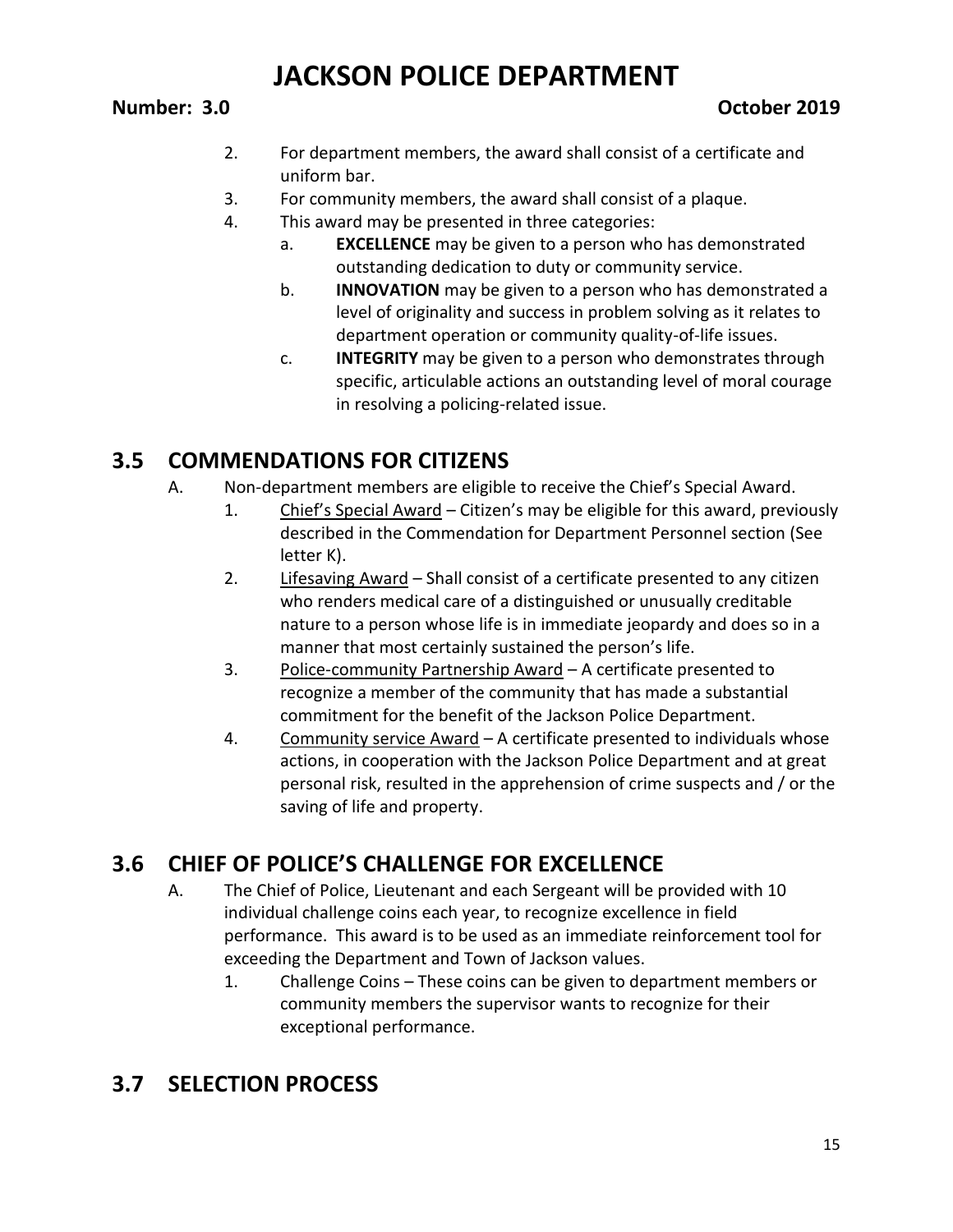2. For department members, the award shall consist of a certificate and uniform bar.
3. For community members, the award shall consist of a plaque.
4. This award may be presented in three categories:
   a. **EXCELLENCE** may be given to a person who has demonstrated outstanding dedication to duty or community service.
   b. **INNOVATION** may be given to a person who has demonstrated a level of originality and success in problem solving as it relates to department operation or community quality-of-life issues.
   c. **INTEGRITY** may be given to a person who demonstrates through specific, articulable actions an outstanding level of moral courage in resolving a policing-related issue.

## 3.5 COMMENDATIONS FOR CITIZENS

A. Non-department members are eligible to receive the Chief's Special Award.
   1. Chief's Special Award – Citizen's may be eligible for this award, previously described in the Commendation for Department Personnel section (See letter K).
   2. Lifesaving Award – Shall consist of a certificate presented to any citizen who renders medical care of a distinguished or unusually creditable nature to a person whose life is in immediate jeopardy and does so in a manner that most certainly sustained the person's life.
   3. Police-community Partnership Award – A certificate presented to recognize a member of the community that has made a substantial commitment for the benefit of the Jackson Police Department.
   4. Community service Award – A certificate presented to individuals whose actions, in cooperation with the Jackson Police Department and at great personal risk, resulted in the apprehension of crime suspects and / or the saving of life and property.

## 3.6 CHIEF OF POLICE'S CHALLENGE FOR EXCELLENCE

A. The Chief of Police, Lieutenant and each Sergeant will be provided with 10 individual challenge coins each year, to recognize excellence in field performance. This award is to be used as an immediate reinforcement tool for exceeding the Department and Town of Jackson values.
   1. Challenge Coins – These coins can be given to department members or community members the supervisor wants to recognize for their exceptional performance.

## 3.7 SELECTION PROCESS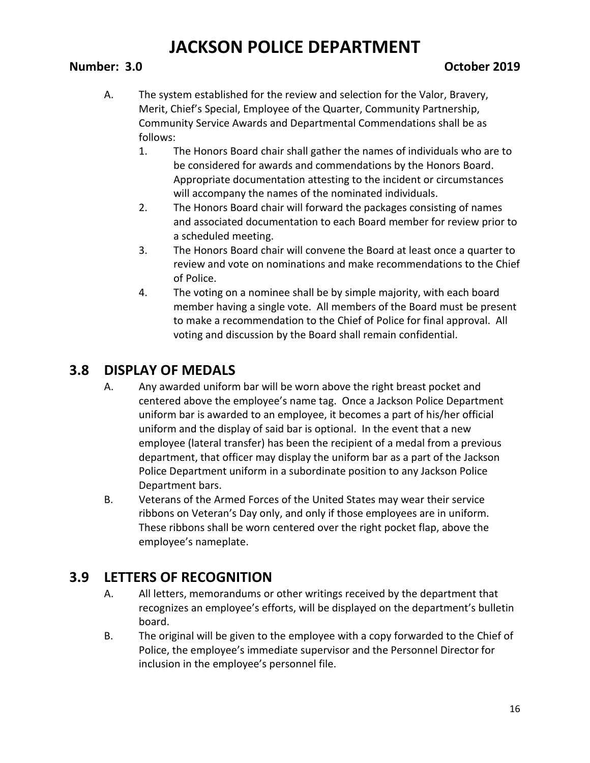A. The system established for the review and selection for the Valor, Bravery, Merit, Chief's Special, Employee of the Quarter, Community Partnership, Community Service Awards and Departmental Commendations shall be as follows:
   1. The Honors Board chair shall gather the names of individuals who are to be considered for awards and commendations by the Honors Board. Appropriate documentation attesting to the incident or circumstances will accompany the names of the nominated individuals.
   2. The Honors Board chair will forward the packages consisting of names and associated documentation to each Board member for review prior to a scheduled meeting.
   3. The Honors Board chair will convene the Board at least once a quarter to review and vote on nominations and make recommendations to the Chief of Police.
   4. The voting on a nominee shall be by simple majority, with each board member having a single vote. All members of the Board must be present to make a recommendation to the Chief of Police for final approval. All voting and discussion by the Board shall remain confidential.

## 3.8 DISPLAY OF MEDALS

A. Any awarded uniform bar will be worn above the right breast pocket and centered above the employee's name tag. Once a Jackson Police Department uniform bar is awarded to an employee, it becomes a part of his/her official uniform and the display of said bar is optional. In the event that a new employee (lateral transfer) has been the recipient of a medal from a previous department, that officer may display the uniform bar as a part of the Jackson Police Department uniform in a subordinate position to any Jackson Police Department bars.

B. Veterans of the Armed Forces of the United States may wear their service ribbons on Veteran's Day only, and only if those employees are in uniform. These ribbons shall be worn centered over the right pocket flap, above the employee's nameplate.

## 3.9 LETTERS OF RECOGNITION

A. All letters, memorandums or other writings received by the department that recognizes an employee's efforts, will be displayed on the department's bulletin board.

B. The original will be given to the employee with a copy forwarded to the Chief of Police, the employee's immediate supervisor and the Personnel Director for inclusion in the employee's personnel file.